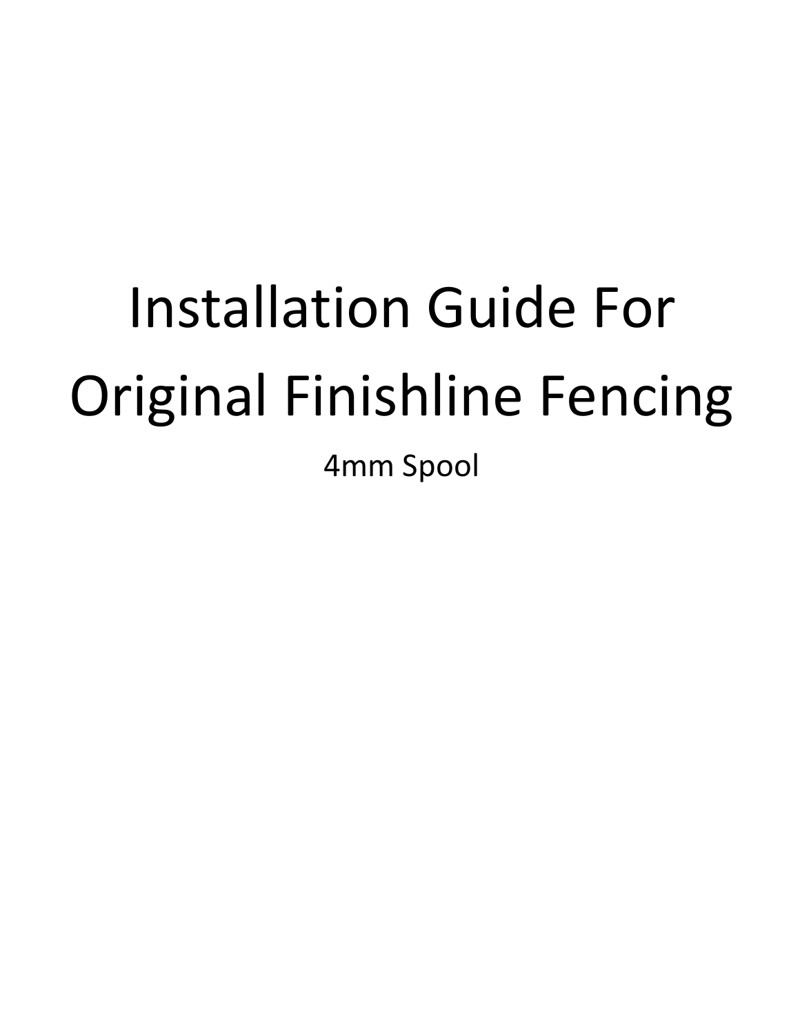# Installation Guide For Original Finishline Fencing

4mm Spool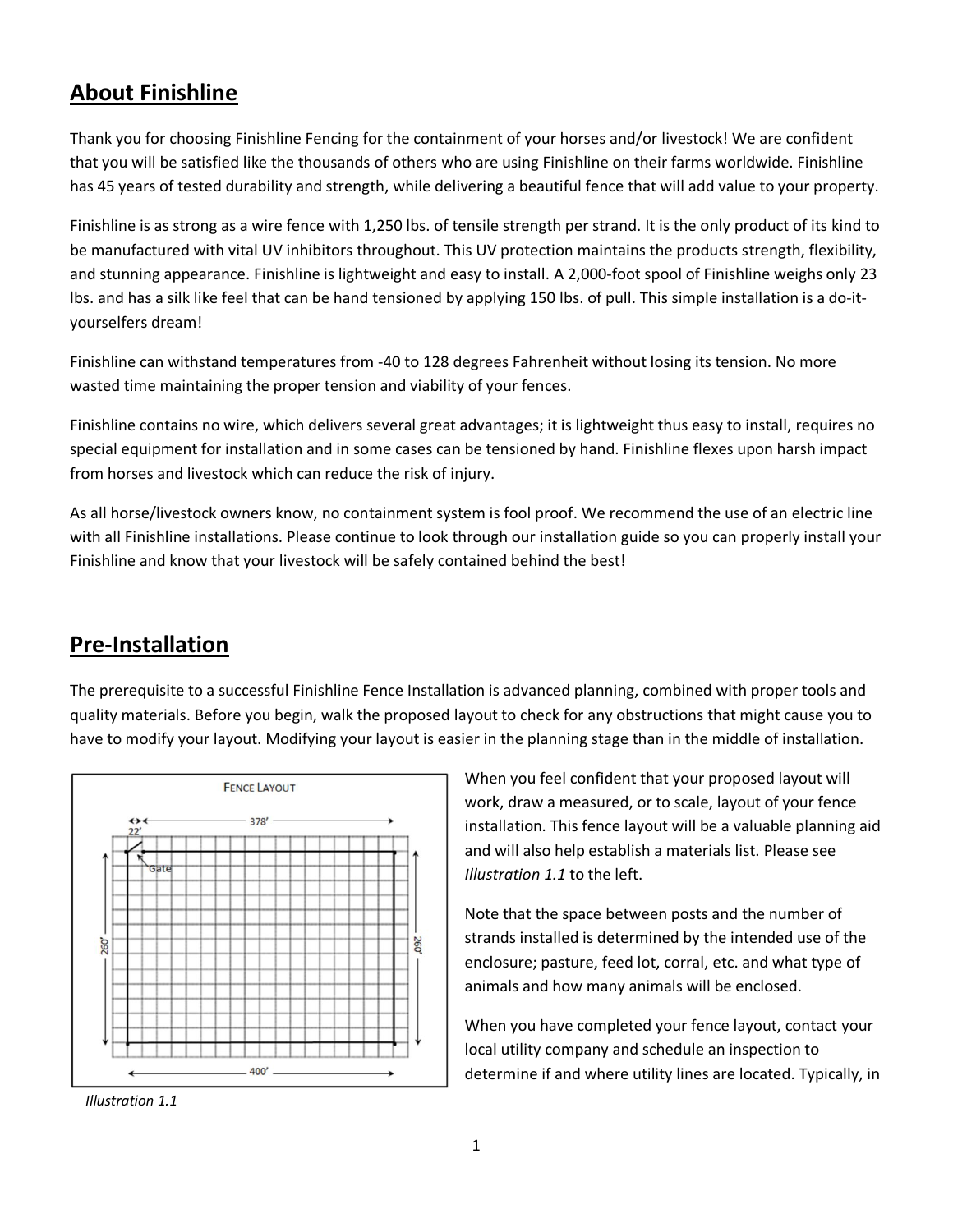## About Finishline

Thank you for choosing Finishline Fencing for the containment of your horses and/or livestock! We are confident that you will be satisfied like the thousands of others who are using Finishline on their farms worldwide. Finishline has 45 years of tested durability and strength, while delivering a beautiful fence that will add value to your property.

Finishline is as strong as a wire fence with 1,250 lbs. of tensile strength per strand. It is the only product of its kind to be manufactured with vital UV inhibitors throughout. This UV protection maintains the products strength, flexibility, and stunning appearance. Finishline is lightweight and easy to install. A 2,000-foot spool of Finishline weighs only 23 lbs. and has a silk like feel that can be hand tensioned by applying 150 lbs. of pull. This simple installation is a do-it-yourselfers dream!

Finishline can withstand temperatures from -40 to 128 degrees Fahrenheit without losing its tension. No more wasted time maintaining the proper tension and viability of your fences.

Finishline contains no wire, which delivers several great advantages; it is lightweight thus easy to install, requires no special equipment for installation and in some cases can be tensioned by hand. Finishline flexes upon harsh impact from horses and livestock which can reduce the risk of injury.

As all horse/livestock owners know, no containment system is fool proof. We recommend the use of an electric line with all Finishline installations. Please continue to look through our installation guide so you can properly install your Finishline and know that your livestock will be safely contained behind the best!

## Pre-Installation

The prerequisite to a successful Finishline Fence Installation is advanced planning, combined with proper tools and quality materials. Before you begin, walk the proposed layout to check for any obstructions that might cause you to have to modify your layout. Modifying your layout is easier in the planning stage than in the middle of installation.

FENCE LAYOUT

22′ — 378′ — Gate — 260′ — 260′ — 400′

*Illustration 1.1*

When you feel confident that your proposed layout will work, draw a measured, or to scale, layout of your fence installation. This fence layout will be a valuable planning aid and will also help establish a materials list. Please see *Illustration 1.1* to the left.

Note that the space between posts and the number of strands installed is determined by the intended use of the enclosure; pasture, feed lot, corral, etc. and what type of animals and how many animals will be enclosed.

When you have completed your fence layout, contact your local utility company and schedule an inspection to determine if and where utility lines are located. Typically, in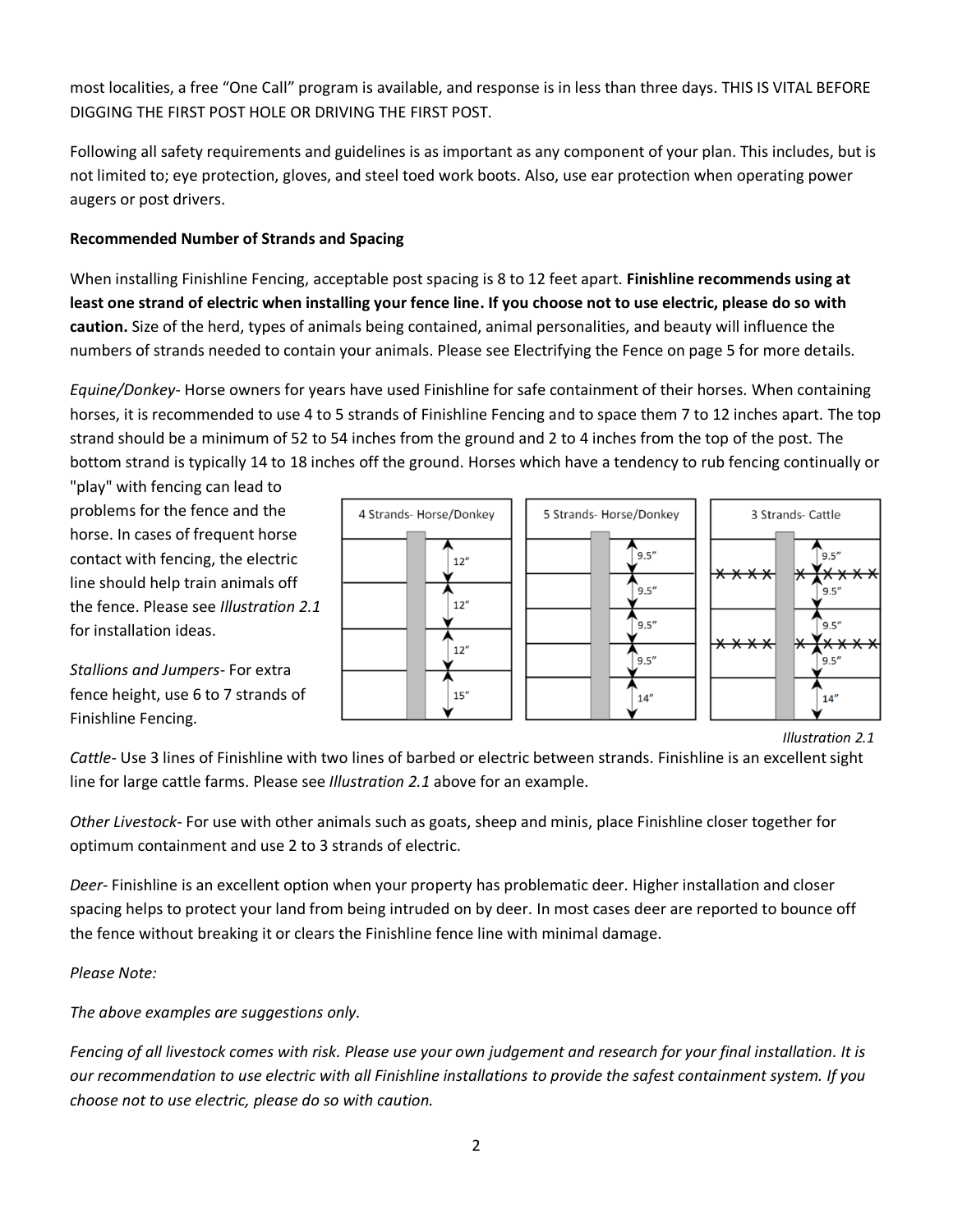most localities, a free "One Call" program is available, and response is in less than three days. THIS IS VITAL BEFORE DIGGING THE FIRST POST HOLE OR DRIVING THE FIRST POST.

Following all safety requirements and guidelines is as important as any component of your plan. This includes, but is not limited to; eye protection, gloves, and steel toed work boots. Also, use ear protection when operating power augers or post drivers.

**Recommended Number of Strands and Spacing**

When installing Finishline Fencing, acceptable post spacing is 8 to 12 feet apart. **Finishline recommends using at least one strand of electric when installing your fence line. If you choose not to use electric, please do so with caution.** Size of the herd, types of animals being contained, animal personalities, and beauty will influence the numbers of strands needed to contain your animals. Please see Electrifying the Fence on page 5 for more details.

*Equine/Donkey*- Horse owners for years have used Finishline for safe containment of their horses. When containing horses, it is recommended to use 4 to 5 strands of Finishline Fencing and to space them 7 to 12 inches apart. The top strand should be a minimum of 52 to 54 inches from the ground and 2 to 4 inches from the top of the post. The bottom strand is typically 14 to 18 inches off the ground. Horses which have a tendency to rub fencing continually or "play" with fencing can lead to problems for the fence and the horse. In cases of frequent horse contact with fencing, the electric line should help train animals off the fence. Please see *Illustration 2.1* for installation ideas.

*Stallions and Jumpers*- For extra fence height, use 6 to 7 strands of Finishline Fencing.

| 4 Strands- Horse/Donkey | 5 Strands- Horse/Donkey | 3 Strands- Cattle |
|---|---|---|
| 12" | 9.5" | 9.5" |
| 12" | 9.5" | 9.5" (barbed/electric line) |
| 12" | 9.5" | 9.5" |
| 15" | 9.5" | 9.5" (barbed/electric line) |
| | 14" | 14" |

*Illustration 2.1*

*Cattle*- Use 3 lines of Finishline with two lines of barbed or electric between strands. Finishline is an excellent sight line for large cattle farms. Please see *Illustration 2.1* above for an example.

*Other Livestock*- For use with other animals such as goats, sheep and minis, place Finishline closer together for optimum containment and use 2 to 3 strands of electric.

*Deer*- Finishline is an excellent option when your property has problematic deer. Higher installation and closer spacing helps to protect your land from being intruded on by deer. In most cases deer are reported to bounce off the fence without breaking it or clears the Finishline fence line with minimal damage.

*Please Note:*

*The above examples are suggestions only.*

*Fencing of all livestock comes with risk. Please use your own judgement and research for your final installation. It is our recommendation to use electric with all Finishline installations to provide the safest containment system. If you choose not to use electric, please do so with caution.*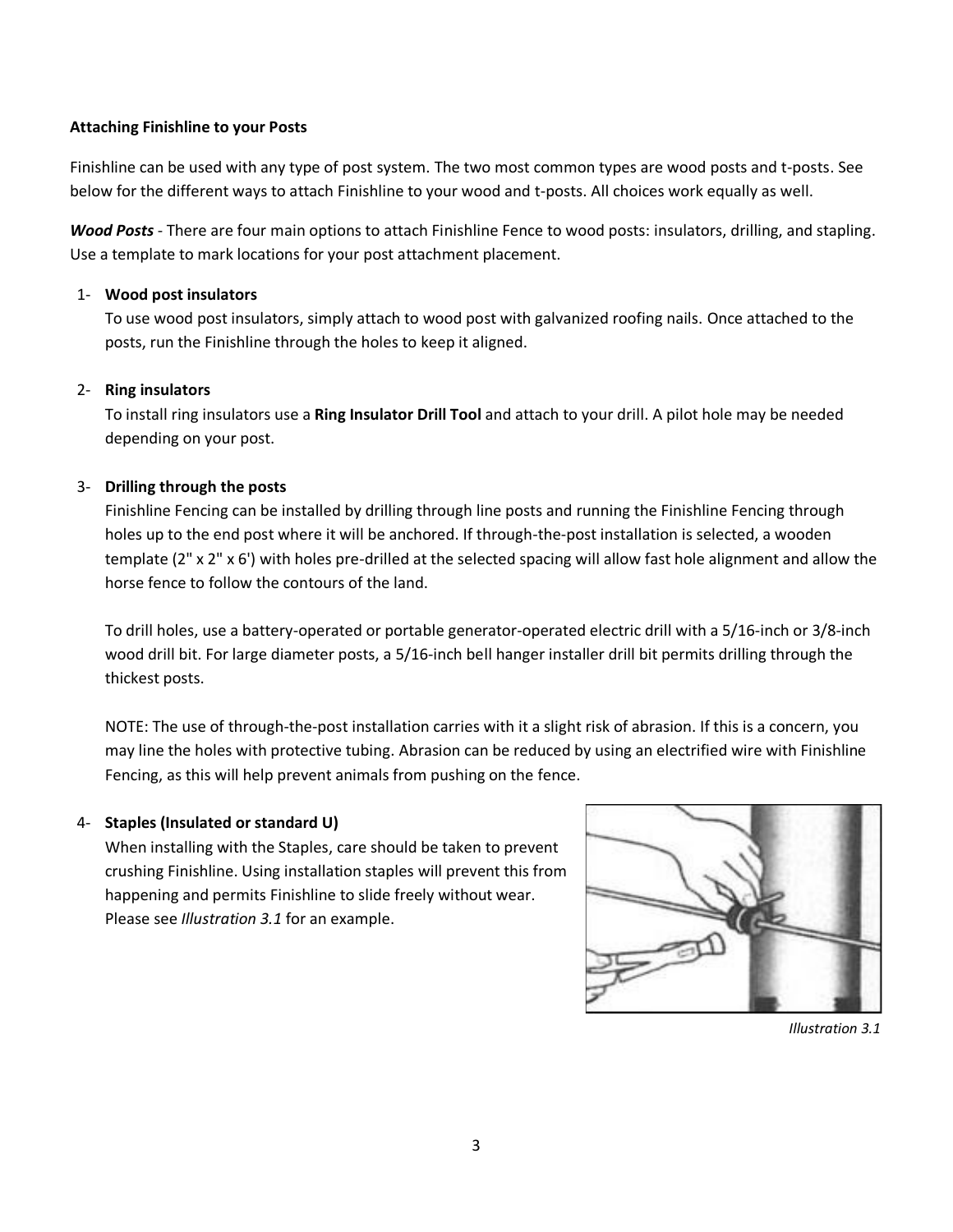**Attaching Finishline to your Posts**

Finishline can be used with any type of post system. The two most common types are wood posts and t-posts. See below for the different ways to attach Finishline to your wood and t-posts. All choices work equally as well.

***Wood Posts*** - There are four main options to attach Finishline Fence to wood posts: insulators, drilling, and stapling. Use a template to mark locations for your post attachment placement.

1- **Wood post insulators**
   To use wood post insulators, simply attach to wood post with galvanized roofing nails. Once attached to the posts, run the Finishline through the holes to keep it aligned.

2- **Ring insulators**
   To install ring insulators use a **Ring Insulator Drill Tool** and attach to your drill. A pilot hole may be needed depending on your post.

3- **Drilling through the posts**
   Finishline Fencing can be installed by drilling through line posts and running the Finishline Fencing through holes up to the end post where it will be anchored. If through-the-post installation is selected, a wooden template (2" x 2" x 6') with holes pre-drilled at the selected spacing will allow fast hole alignment and allow the horse fence to follow the contours of the land.

   To drill holes, use a battery-operated or portable generator-operated electric drill with a 5/16-inch or 3/8-inch wood drill bit. For large diameter posts, a 5/16-inch bell hanger installer drill bit permits drilling through the thickest posts.

   NOTE: The use of through-the-post installation carries with it a slight risk of abrasion. If this is a concern, you may line the holes with protective tubing. Abrasion can be reduced by using an electrified wire with Finishline Fencing, as this will help prevent animals from pushing on the fence.

4- **Staples (Insulated or standard U)**
   When installing with the Staples, care should be taken to prevent crushing Finishline. Using installation staples will prevent this from happening and permits Finishline to slide freely without wear. Please see *Illustration 3.1* for an example.

*Illustration 3.1*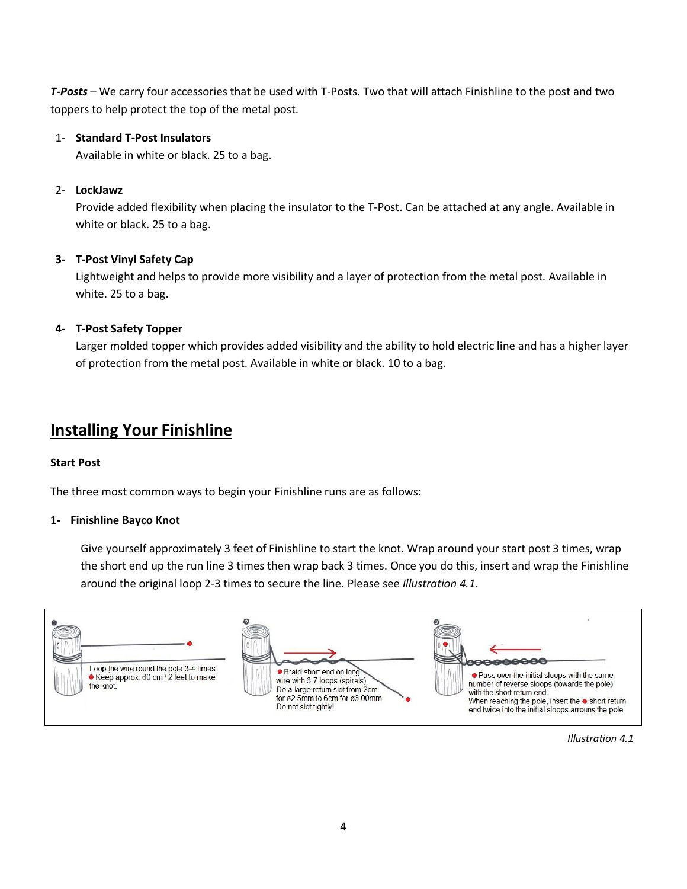***T-Posts*** – We carry four accessories that be used with T-Posts. Two that will attach Finishline to the post and two toppers to help protect the top of the metal post.

1- **Standard T-Post Insulators**
   Available in white or black. 25 to a bag.

2- **LockJawz**
   Provide added flexibility when placing the insulator to the T-Post. Can be attached at any angle. Available in white or black. 25 to a bag.

3- **T-Post Vinyl Safety Cap**
   Lightweight and helps to provide more visibility and a layer of protection from the metal post. Available in white. 25 to a bag.

4- **T-Post Safety Topper**
   Larger molded topper which provides added visibility and the ability to hold electric line and has a higher layer of protection from the metal post. Available in white or black. 10 to a bag.

## Installing Your Finishline

**Start Post**

The three most common ways to begin your Finishline runs are as follows:

**1- Finishline Bayco Knot**

Give yourself approximately 3 feet of Finishline to start the knot. Wrap around your start post 3 times, wrap the short end up the run line 3 times then wrap back 3 times. Once you do this, insert and wrap the Finishline around the original loop 2-3 times to secure the line. Please see *Illustration 4.1*.

1. Loop the wire round the pole 3-4 times. ● Keep approx. 60 cm / 2 feet to make the knot.
2. ● Braid short end on long wire with 6-7 loops (spirals). Do a large return slot from 2cm for ø2.5mm to 6cm for ø6 00mm. Do not slot tightly!
3. ● Pass over the initial sloops with the same number of reverse sloops (towards the pole) with the short return end. When reaching the pole, insert the ● short return end twice into the initial sloops arrouns the pole

*Illustration 4.1*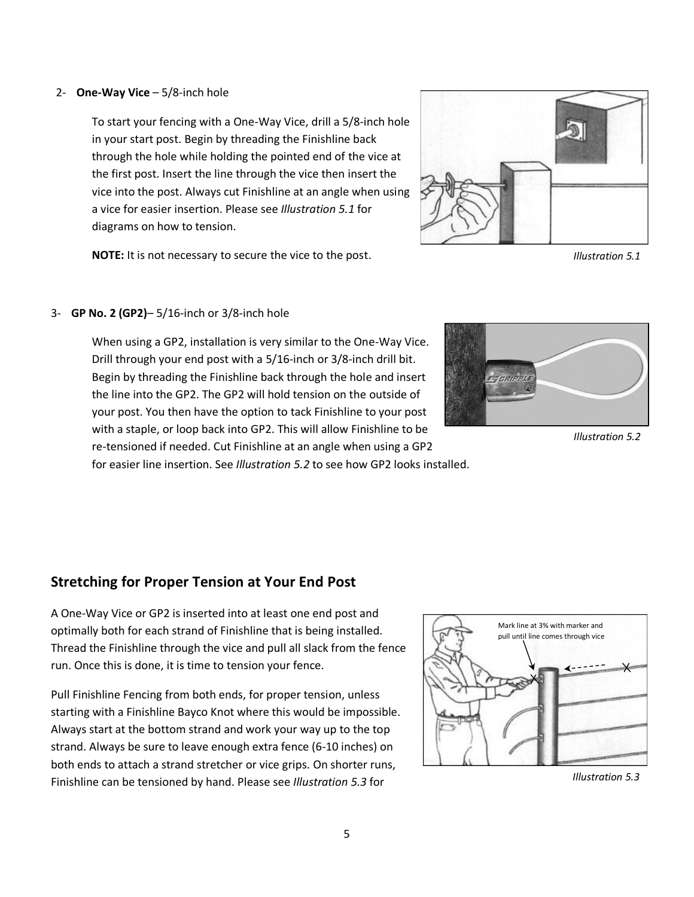2- **One-Way Vice** – 5/8-inch hole

To start your fencing with a One-Way Vice, drill a 5/8-inch hole in your start post. Begin by threading the Finishline back through the hole while holding the pointed end of the vice at the first post. Insert the line through the vice then insert the vice into the post. Always cut Finishline at an angle when using a vice for easier insertion. Please see *Illustration 5.1* for diagrams on how to tension.

**NOTE:** It is not necessary to secure the vice to the post.

*Illustration 5.1*

3- **GP No. 2 (GP2)**– 5/16-inch or 3/8-inch hole

When using a GP2, installation is very similar to the One-Way Vice. Drill through your end post with a 5/16-inch or 3/8-inch drill bit. Begin by threading the Finishline back through the hole and insert the line into the GP2. The GP2 will hold tension on the outside of your post. You then have the option to tack Finishline to your post with a staple, or loop back into GP2. This will allow Finishline to be re-tensioned if needed. Cut Finishline at an angle when using a GP2 for easier line insertion. See *Illustration 5.2* to see how GP2 looks installed.

*Illustration 5.2*

## Stretching for Proper Tension at Your End Post

A One-Way Vice or GP2 is inserted into at least one end post and optimally both for each strand of Finishline that is being installed. Thread the Finishline through the vice and pull all slack from the fence run. Once this is done, it is time to tension your fence.

Pull Finishline Fencing from both ends, for proper tension, unless starting with a Finishline Bayco Knot where this would be impossible. Always start at the bottom strand and work your way up to the top strand. Always be sure to leave enough extra fence (6-10 inches) on both ends to attach a strand stretcher or vice grips. On shorter runs, Finishline can be tensioned by hand. Please see *Illustration 5.3* for

Mark line at 3% with marker and pull until line comes through vice

*Illustration 5.3*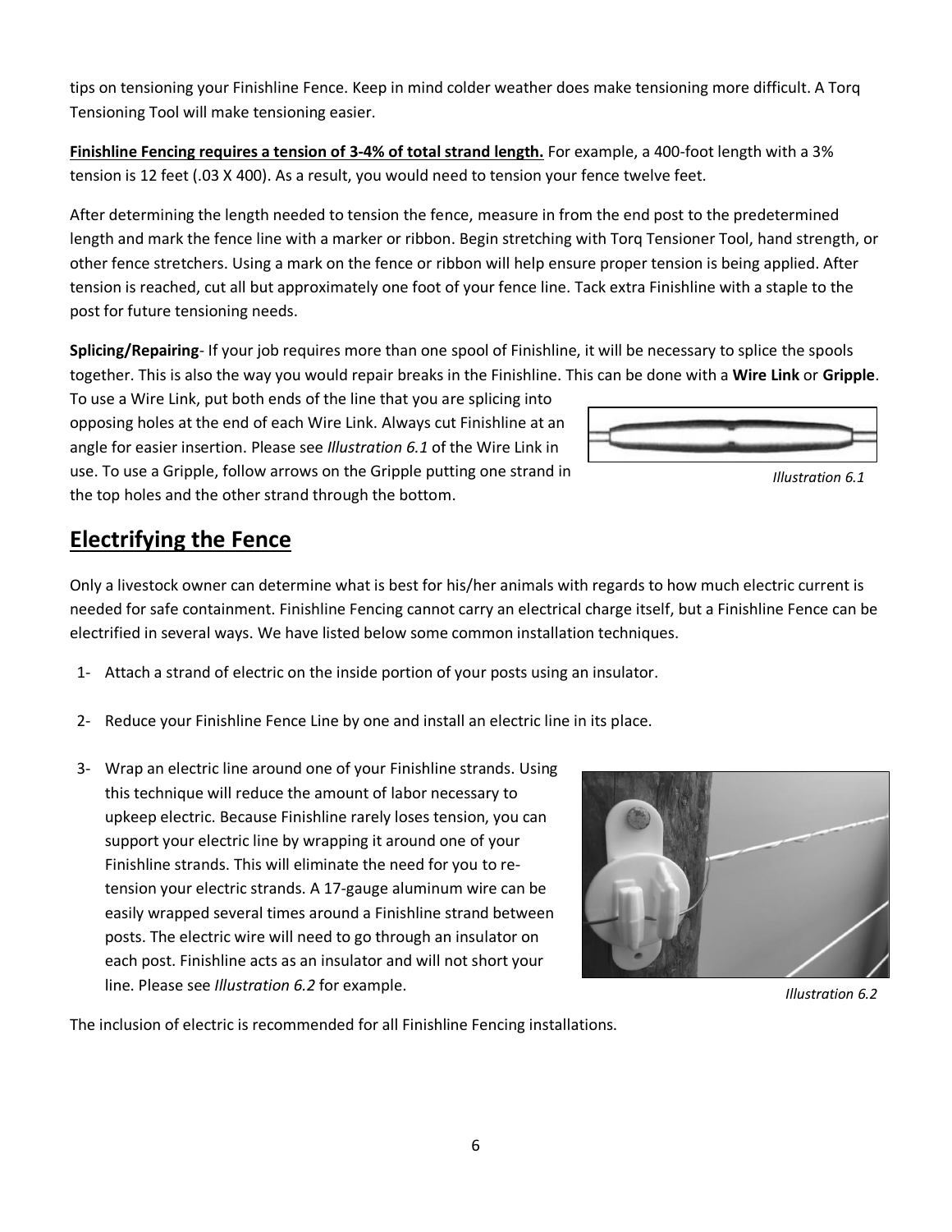tips on tensioning your Finishline Fence. Keep in mind colder weather does make tensioning more difficult. A Torq Tensioning Tool will make tensioning easier.

**Finishline Fencing requires a tension of 3-4% of total strand length.** For example, a 400-foot length with a 3% tension is 12 feet (.03 X 400). As a result, you would need to tension your fence twelve feet.

After determining the length needed to tension the fence, measure in from the end post to the predetermined length and mark the fence line with a marker or ribbon. Begin stretching with Torq Tensioner Tool, hand strength, or other fence stretchers. Using a mark on the fence or ribbon will help ensure proper tension is being applied. After tension is reached, cut all but approximately one foot of your fence line. Tack extra Finishline with a staple to the post for future tensioning needs.

**Splicing/Repairing**- If your job requires more than one spool of Finishline, it will be necessary to splice the spools together. This is also the way you would repair breaks in the Finishline. This can be done with a **Wire Link** or **Gripple**. To use a Wire Link, put both ends of the line that you are splicing into opposing holes at the end of each Wire Link. Always cut Finishline at an angle for easier insertion. Please see *Illustration 6.1* of the Wire Link in use. To use a Gripple, follow arrows on the Gripple putting one strand in the top holes and the other strand through the bottom.

*Illustration 6.1*

## Electrifying the Fence

Only a livestock owner can determine what is best for his/her animals with regards to how much electric current is needed for safe containment. Finishline Fencing cannot carry an electrical charge itself, but a Finishline Fence can be electrified in several ways. We have listed below some common installation techniques.

1- Attach a strand of electric on the inside portion of your posts using an insulator.

2- Reduce your Finishline Fence Line by one and install an electric line in its place.

3- Wrap an electric line around one of your Finishline strands. Using this technique will reduce the amount of labor necessary to upkeep electric. Because Finishline rarely loses tension, you can support your electric line by wrapping it around one of your Finishline strands. This will eliminate the need for you to re-tension your electric strands. A 17-gauge aluminum wire can be easily wrapped several times around a Finishline strand between posts. The electric wire will need to go through an insulator on each post. Finishline acts as an insulator and will not short your line. Please see *Illustration 6.2* for example.

*Illustration 6.2*

The inclusion of electric is recommended for all Finishline Fencing installations.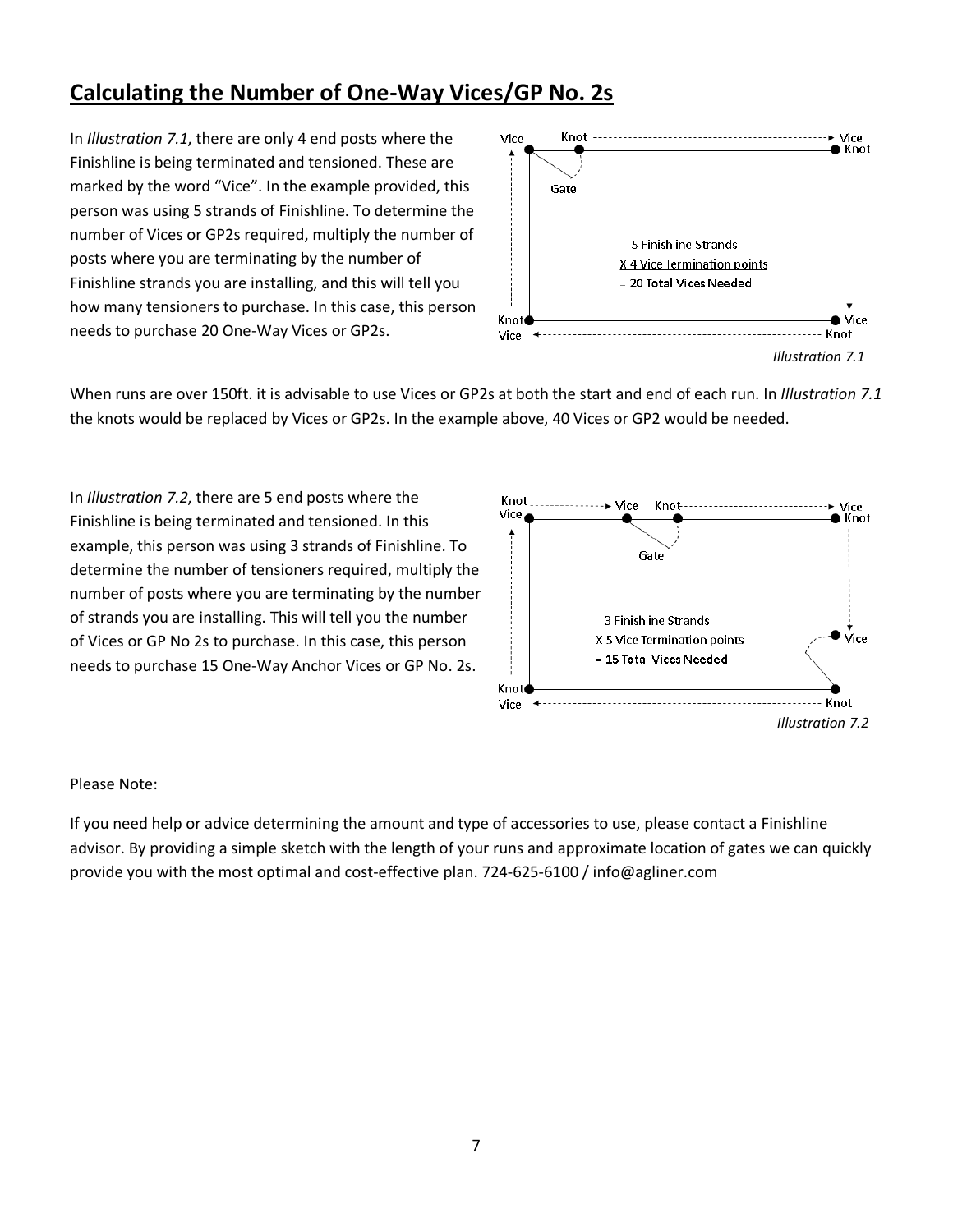## Calculating the Number of One-Way Vices/GP No. 2s

In *Illustration 7.1*, there are only 4 end posts where the Finishline is being terminated and tensioned. These are marked by the word "Vice". In the example provided, this person was using 5 strands of Finishline. To determine the number of Vices or GP2s required, multiply the number of posts where you are terminating by the number of Finishline strands you are installing, and this will tell you how many tensioners to purchase. In this case, this person needs to purchase 20 One-Way Vices or GP2s.

5 Finishline Strands
X 4 Vice Termination points
= 20 Total Vices Needed

*Illustration 7.1*

When runs are over 150ft. it is advisable to use Vices or GP2s at both the start and end of each run. In *Illustration 7.1* the knots would be replaced by Vices or GP2s. In the example above, 40 Vices or GP2 would be needed.

In *Illustration 7.2*, there are 5 end posts where the Finishline is being terminated and tensioned. In this example, this person was using 3 strands of Finishline. To determine the number of tensioners required, multiply the number of posts where you are terminating by the number of strands you are installing. This will tell you the number of Vices or GP No 2s to purchase. In this case, this person needs to purchase 15 One-Way Anchor Vices or GP No. 2s.

3 Finishline Strands
X 5 Vice Termination points
= 15 Total Vices Needed

*Illustration 7.2*

Please Note:

If you need help or advice determining the amount and type of accessories to use, please contact a Finishline advisor. By providing a simple sketch with the length of your runs and approximate location of gates we can quickly provide you with the most optimal and cost-effective plan. 724-625-6100 / info@agliner.com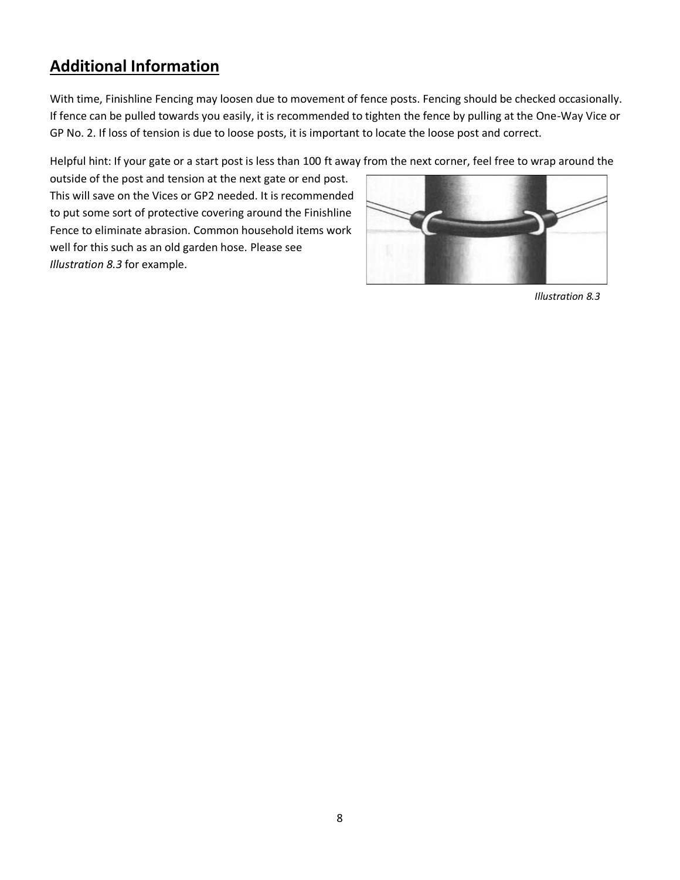## **Additional Information**

With time, Finishline Fencing may loosen due to movement of fence posts. Fencing should be checked occasionally. If fence can be pulled towards you easily, it is recommended to tighten the fence by pulling at the One-Way Vice or GP No. 2. If loss of tension is due to loose posts, it is important to locate the loose post and correct.

Helpful hint: If your gate or a start post is less than 100 ft away from the next corner, feel free to wrap around the outside of the post and tension at the next gate or end post. This will save on the Vices or GP2 needed. It is recommended to put some sort of protective covering around the Finishline Fence to eliminate abrasion. Common household items work well for this such as an old garden hose. Please see *Illustration 8.3* for example.

*Illustration 8.3*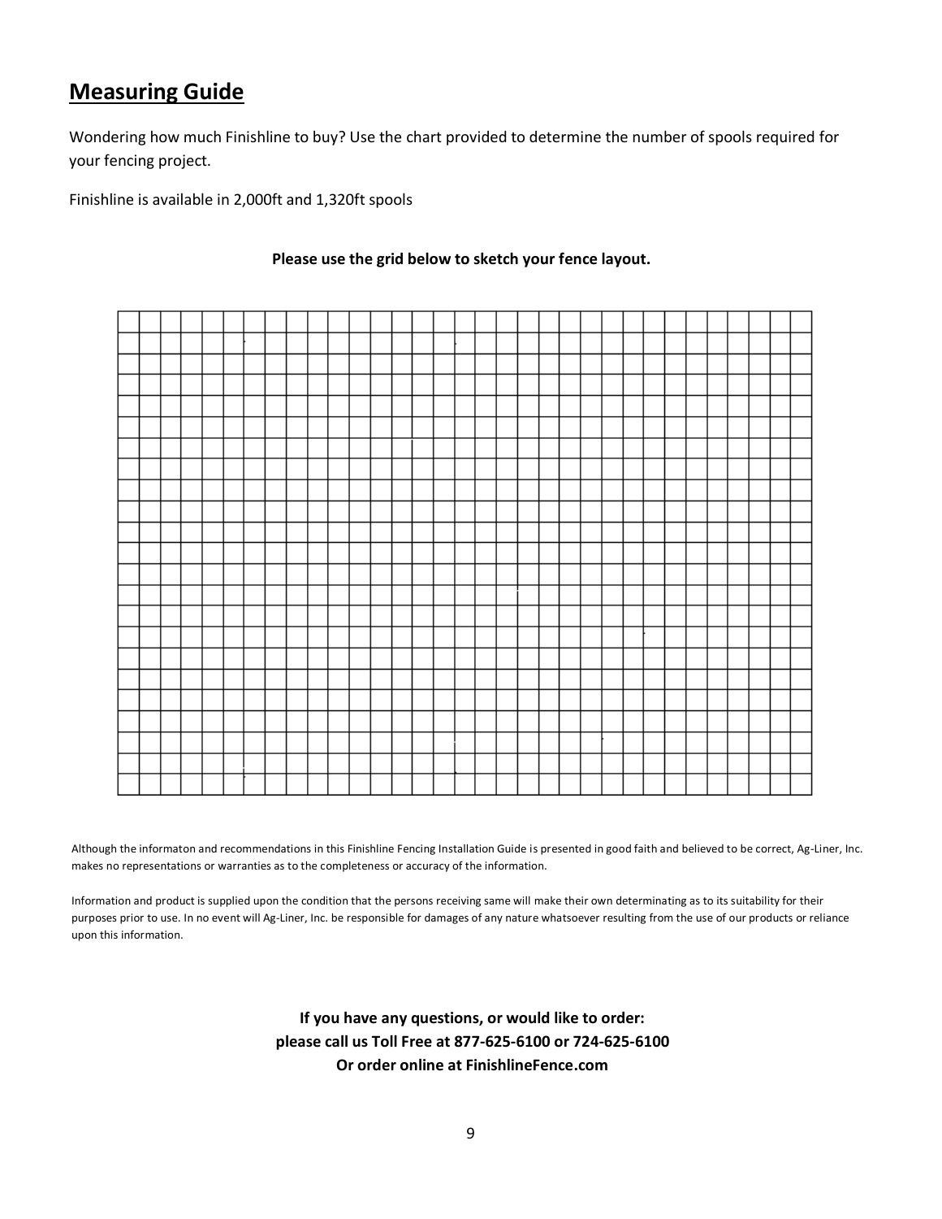## Measuring Guide

Wondering how much Finishline to buy? Use the chart provided to determine the number of spools required for your fencing project.

Finishline is available in 2,000ft and 1,320ft spools

**Please use the grid below to sketch your fence layout.**

Although the informaton and recommendations in this Finishline Fencing Installation Guide is presented in good faith and believed to be correct, Ag-Liner, Inc. makes no representations or warranties as to the completeness or accuracy of the information.

Information and product is supplied upon the condition that the persons receiving same will make their own determinating as to its suitability for their purposes prior to use. In no event will Ag-Liner, Inc. be responsible for damages of any nature whatsoever resulting from the use of our products or reliance upon this information.

**If you have any questions, or would like to order:**
**please call us Toll Free at 877-625-6100 or 724-625-6100**
**Or order online at FinishlineFence.com**